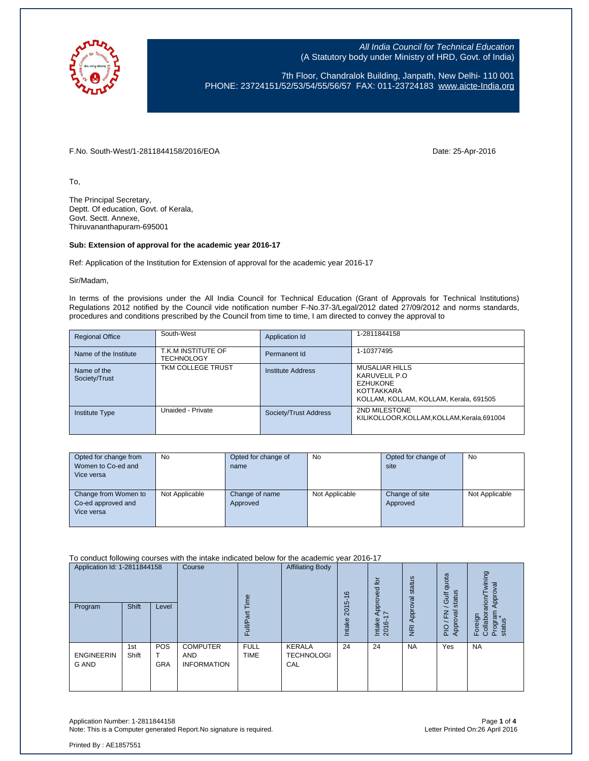All India Council for Technical Education
(A Statutory body under Ministry of HRD, Govt. of India)

7th Floor, Chandralok Building, Janpath, New Delhi- 110 001
PHONE: 23724151/52/53/54/55/56/57 FAX: 011-23724183 www.aicte-India.org

F.No. South-West/1-2811844158/2016/EOA

Date: 25-Apr-2016

To,

The Principal Secretary,
Deptt. Of education, Govt. of Kerala,
Govt. Sectt. Annexe,
Thiruvananthapuram-695001

**Sub: Extension of approval for the academic year 2016-17**

Ref: Application of the Institution for Extension of approval for the academic year 2016-17

Sir/Madam,

In terms of the provisions under the All India Council for Technical Education (Grant of Approvals for Technical Institutions) Regulations 2012 notified by the Council vide notification number F-No.37-3/Legal/2012 dated 27/09/2012 and norms standards, procedures and conditions prescribed by the Council from time to time, I am directed to convey the approval to

| Regional Office | South-West | Application Id | 1-2811844158 |
|---|---|---|---|
| Name of the Institute | T.K.M INSTITUTE OF TECHNOLOGY | Permanent Id | 1-10377495 |
| Name of the Society/Trust | TKM COLLEGE TRUST | Institute Address | MUSALIAR HILLS KARUVELIL P.O EZHUKONE KOTTAKKARA KOLLAM, KOLLAM, KOLLAM, Kerala, 691505 |
| Institute Type | Unaided - Private | Society/Trust Address | 2ND MILESTONE KILIKOLLOOR,KOLLAM,KOLLAM,Kerala,691004 |

| Opted for change from Women to Co-ed and Vice versa | No | Opted for change of name | No | Opted for change of site | No |
|---|---|---|---|---|---|
| Change from Women to Co-ed approved and Vice versa | Not Applicable | Change of name Approved | Not Applicable | Change of site Approved | Not Applicable |

To conduct following courses with the intake indicated below for the academic year 2016-17

| Application Id: 1-2811844158 | | | Course | Full/Part Time | Affiliating Body | Intake 2015-16 | Intake Approved for 2016-17 | NRI Approval status | PIO / FN / Gulf quota Approval status | Foreign Collaborarion/Twining Program Approval status* |
|---|---|---|---|---|---|---|---|---|---|---|
| Program | Shift | Level | | | | | | | | |
| ENGINEERING AND | 1st Shift | POST GRA | COMPUTER AND INFORMATION | FULL TIME | KERALA TECHNOLOGICAL | 24 | 24 | NA | Yes | NA |

Application Number: 1-2811844158
Note: This is a Computer generated Report.No signature is required.

Letter Printed On:26 April 2016

Printed By : AE1857551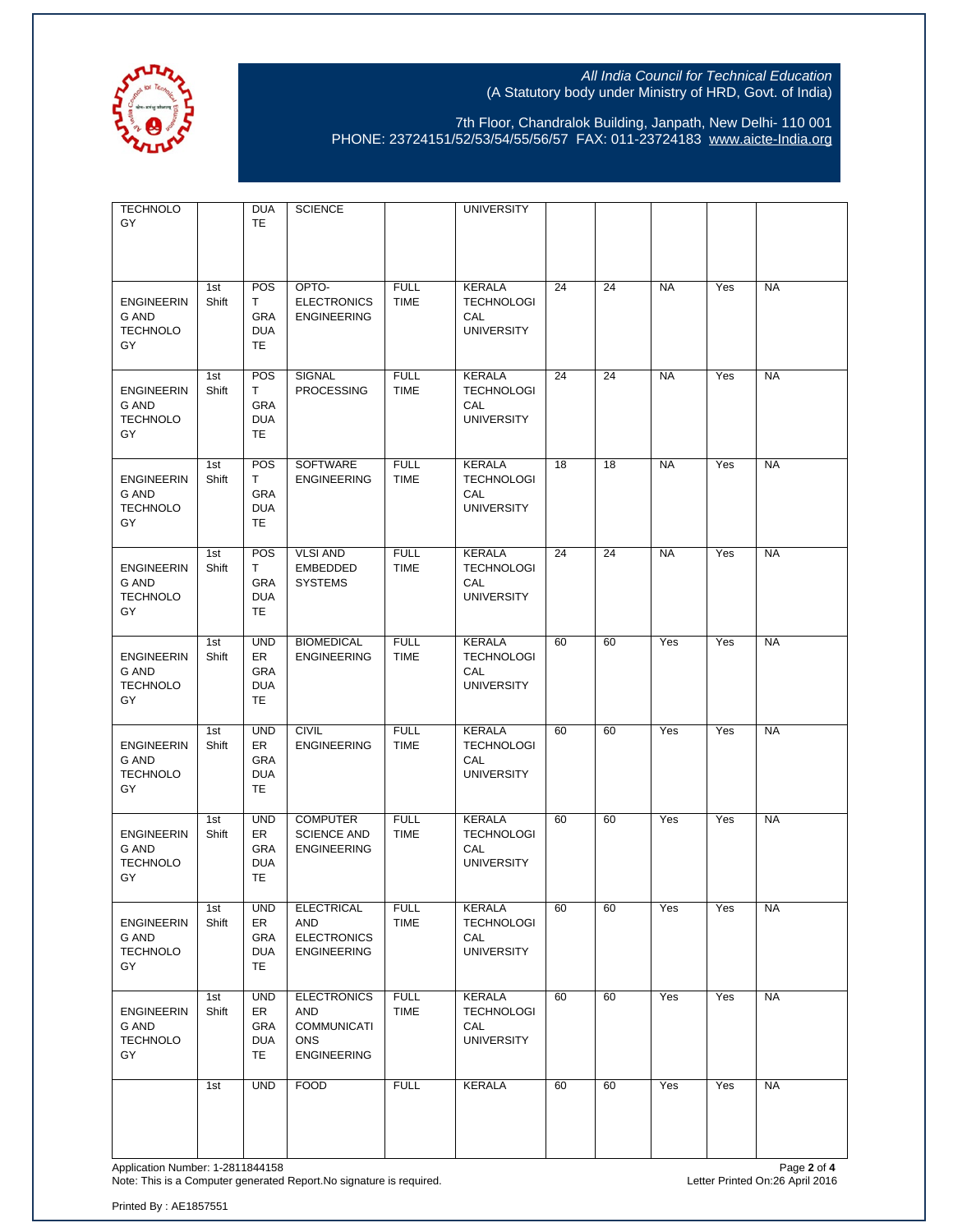| | | | | | | | | | | |
|---|---|---|---|---|---|---|---|---|---|---|
| TECHNOLOGY | | DUATE | SCIENCE | | UNIVERSITY | | | | | |
| ENGINEERING AND TECHNOLOGY | 1st Shift | POST GRADUATE | OPTO-ELECTRONICS ENGINEERING | FULL TIME | KERALA TECHNOLOGICAL UNIVERSITY | 24 | 24 | NA | Yes | NA |
| ENGINEERING AND TECHNOLOGY | 1st Shift | POST GRADUATE | SIGNAL PROCESSING | FULL TIME | KERALA TECHNOLOGICAL UNIVERSITY | 24 | 24 | NA | Yes | NA |
| ENGINEERING AND TECHNOLOGY | 1st Shift | POST GRADUATE | SOFTWARE ENGINEERING | FULL TIME | KERALA TECHNOLOGICAL UNIVERSITY | 18 | 18 | NA | Yes | NA |
| ENGINEERING AND TECHNOLOGY | 1st Shift | POST GRADUATE | VLSI AND EMBEDDED SYSTEMS | FULL TIME | KERALA TECHNOLOGICAL UNIVERSITY | 24 | 24 | NA | Yes | NA |
| ENGINEERING AND TECHNOLOGY | 1st Shift | UNDER GRADUATE | BIOMEDICAL ENGINEERING | FULL TIME | KERALA TECHNOLOGICAL UNIVERSITY | 60 | 60 | Yes | Yes | NA |
| ENGINEERING AND TECHNOLOGY | 1st Shift | UNDER GRADUATE | CIVIL ENGINEERING | FULL TIME | KERALA TECHNOLOGICAL UNIVERSITY | 60 | 60 | Yes | Yes | NA |
| ENGINEERING AND TECHNOLOGY | 1st Shift | UNDER GRADUATE | COMPUTER SCIENCE AND ENGINEERING | FULL TIME | KERALA TECHNOLOGICAL UNIVERSITY | 60 | 60 | Yes | Yes | NA |
| ENGINEERING AND TECHNOLOGY | 1st Shift | UNDER GRADUATE | ELECTRICAL AND ELECTRONICS ENGINEERING | FULL TIME | KERALA TECHNOLOGICAL UNIVERSITY | 60 | 60 | Yes | Yes | NA |
| ENGINEERING AND TECHNOLOGY | 1st Shift | UNDER GRADUATE | ELECTRONICS AND COMMUNICATIONS ENGINEERING | FULL TIME | KERALA TECHNOLOGICAL UNIVERSITY | 60 | 60 | Yes | Yes | NA |
| | 1st | UND | FOOD | FULL | KERALA | 60 | 60 | Yes | Yes | NA |

Application Number: 1-2811844158

Note: This is a Computer generated Report.No signature is required.

Letter Printed On:26 April 2016

Printed By : AE1857551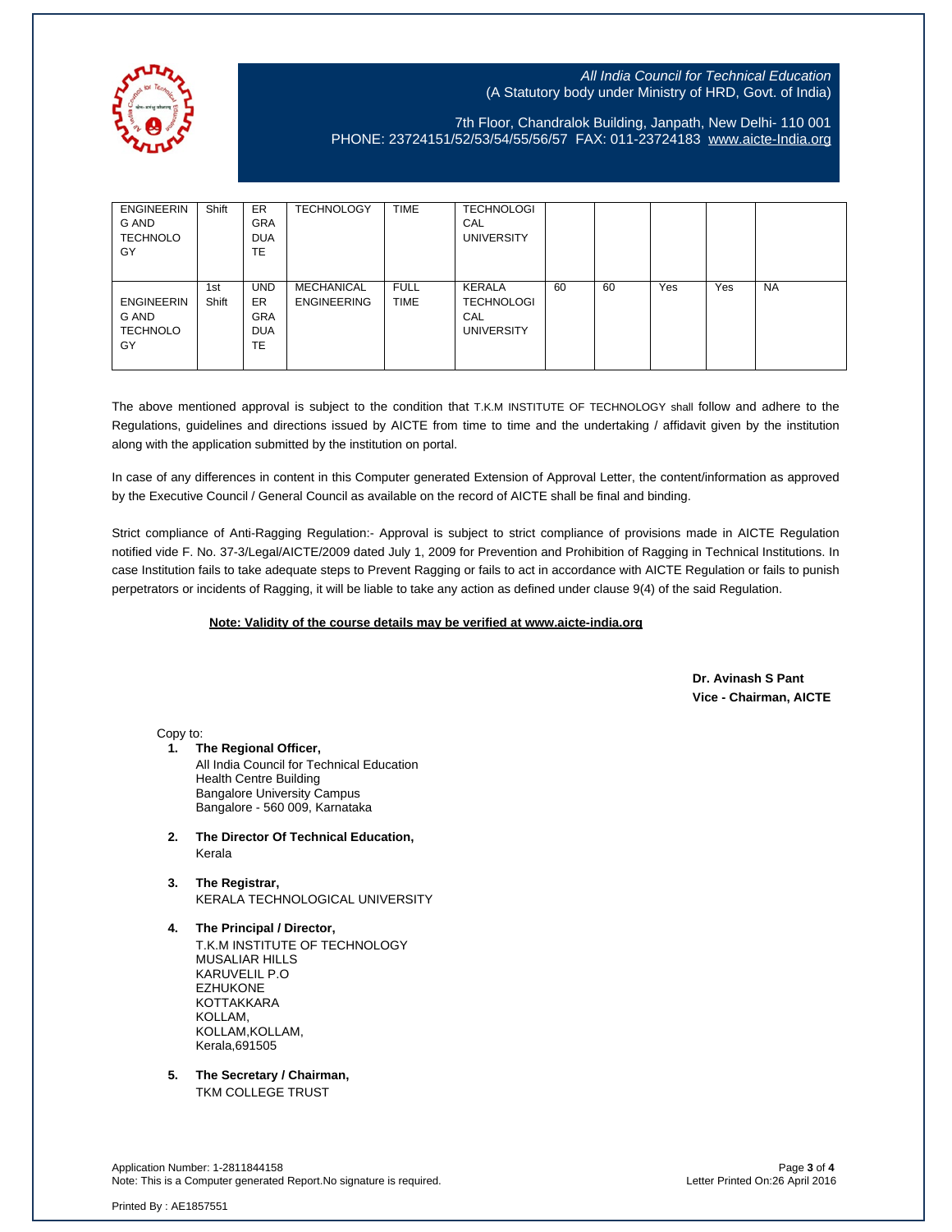| ENGINEERING AND TECHNOLOGY | Shift | ERGRADUATE | TECHNOLOGY | TIME | TECHNOLOGICAL UNIVERSITY | | | | | |
|---|---|---|---|---|---|---|---|---|---|---|
| ENGINEERING AND TECHNOLOGY | 1st Shift | UNDERGRADUATE | MECHANICAL ENGINEERING | FULL TIME | KERALA TECHNOLOGICAL UNIVERSITY | 60 | 60 | Yes | Yes | NA |

The above mentioned approval is subject to the condition that T.K.M INSTITUTE OF TECHNOLOGY shall follow and adhere to the Regulations, guidelines and directions issued by AICTE from time to time and the undertaking / affidavit given by the institution along with the application submitted by the institution on portal.

In case of any differences in content in this Computer generated Extension of Approval Letter, the content/information as approved by the Executive Council / General Council as available on the record of AICTE shall be final and binding.

Strict compliance of Anti-Ragging Regulation:- Approval is subject to strict compliance of provisions made in AICTE Regulation notified vide F. No. 37-3/Legal/AICTE/2009 dated July 1, 2009 for Prevention and Prohibition of Ragging in Technical Institutions. In case Institution fails to take adequate steps to Prevent Ragging or fails to act in accordance with AICTE Regulation or fails to punish perpetrators or incidents of Ragging, it will be liable to take any action as defined under clause 9(4) of the said Regulation.

**Note: Validity of the course details may be verified at www.aicte-india.org**

**Dr. Avinash S Pant**
**Vice - Chairman, AICTE**

Copy to:

1. **The Regional Officer,**
   All India Council for Technical Education
   Health Centre Building
   Bangalore University Campus
   Bangalore - 560 009, Karnataka

2. **The Director Of Technical Education,**
   Kerala

3. **The Registrar,**
   KERALA TECHNOLOGICAL UNIVERSITY

4. **The Principal / Director,**
   T.K.M INSTITUTE OF TECHNOLOGY
   MUSALIAR HILLS
   KARUVELIL P.O
   EZHUKONE
   KOTTAKKARA
   KOLLAM,
   KOLLAM,KOLLAM,
   Kerala,691505

5. **The Secretary / Chairman,**
   TKM COLLEGE TRUST

Application Number: 1-2811844158
Note: This is a Computer generated Report.No signature is required.
Letter Printed On:26 April 2016

Printed By : AE1857551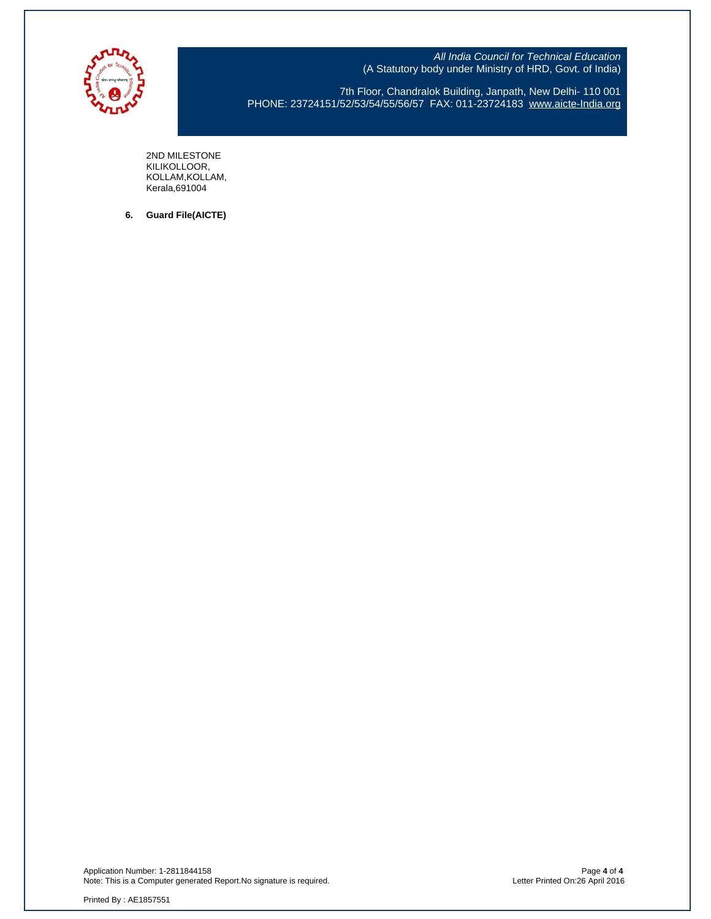2ND MILESTONE
KILIKOLLOOR,
KOLLAM,KOLLAM,
Kerala,691004

6. **Guard File(AICTE)**

Application Number: 1-2811844158
Note: This is a Computer generated Report.No signature is required.

Letter Printed On:26 April 2016

Printed By : AE1857551